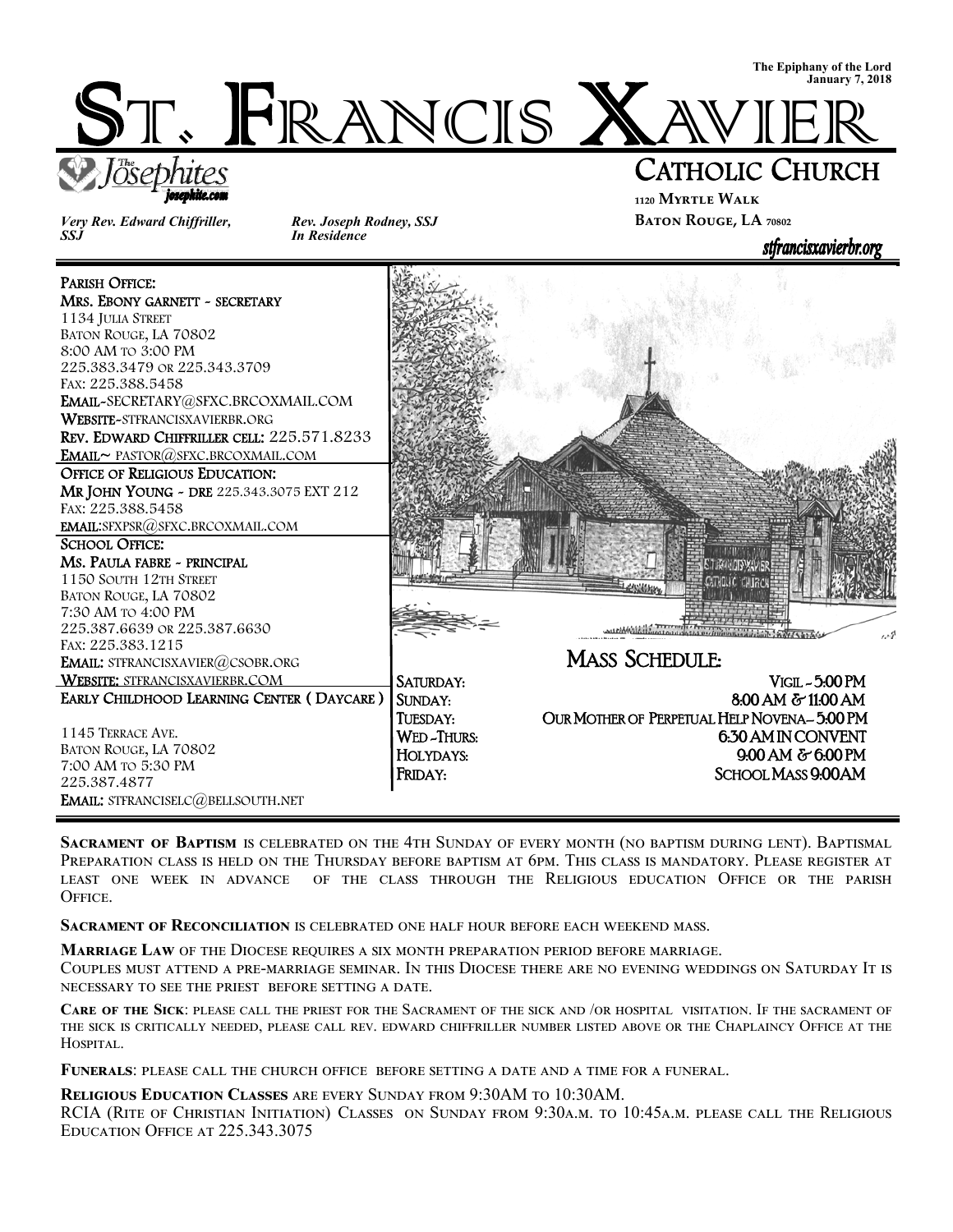The Epiphany of the Lord
January 7, 2018

# ST. FRANCIS XAVIER

## CATHOLIC CHURCH

The Josephites
josephite.com

1120 Myrtle Walk
Baton Rouge, LA 70802

stfrancisxavierbr.org

*Very Rev. Edward Chiffriller, SSJ*

*Rev. Joseph Rodney, SSJ*
*In Residence*

**Parish Office:**
**Mrs. Ebony garnett ~ secretary**
1134 Julia Street
Baton Rouge, LA 70802
8:00 AM to 3:00 PM
225.383.3479 or 225.343.3709
Fax: 225.388.5458
**Email**~secretary@sfxc.brcoxmail.com
**Website**~stfrancisxavierbr.org
**Rev. Edward Chiffriller cell:** 225.571.8233
**Email**~ pastor@sfxc.brcoxmail.com

**Office of Religious Education:**
**Mr John Young ~ DRE** 225.343.3075 EXT 212
Fax: 225.388.5458
**email:**sfxpsr@sfxc.brcoxmail.com

**School Office:**
**Ms. Paula fabre ~ principal**
1150 South 12th Street
Baton Rouge, LA 70802
7:30 AM to 4:00 PM
225.387.6639 or 225.387.6630
Fax: 225.383.1215
**Email:** stfrancisxavier@csobr.org
**Website:** stfrancisxavierbr.com

**Early Childhood Learning Center ( Daycare )**
1145 Terrace Ave.
Baton Rouge, LA 70802
7:00 AM to 5:30 PM
225.387.4877
**Email:** stfranciselc@bellsouth.net

### Mass Schedule:

| | |
|---|---|
| Saturday: | Vigil ~ 5:00 PM |
| Sunday: | 8:00 AM & 11:00 AM |
| Tuesday: | Our Mother of Perpetual Help Novena– 5:00 PM |
| Wed -Thurs: | 6:30 AM in Convent |
| Holydays: | 9:00 AM & 6:00 PM |
| Friday: | School Mass 9:00AM |

**Sacrament of Baptism** is celebrated on the 4th Sunday of every month (no baptism during lent). Baptismal Preparation class is held on the Thursday before baptism at 6pm. This class is mandatory. Please register at least one week in advance of the class through the Religious education Office or the parish Office.

**Sacrament of Reconciliation** is celebrated one half hour before each weekend mass.

**Marriage Law** of the Diocese requires a six month preparation period before marriage.
Couples must attend a pre-marriage seminar. In this Diocese there are no evening weddings on Saturday It is necessary to see the priest before setting a date.

**Care of the Sick**: please call the priest for the Sacrament of the sick and /or hospital visitation. If the sacrament of the sick is critically needed, please call rev. edward chiffriller number listed above or the Chaplaincy Office at the Hospital.

**Funerals**: please call the church office before setting a date and a time for a funeral.

**Religious Education Classes** are every Sunday from 9:30AM to 10:30AM.
RCIA (Rite of Christian Initiation) Classes on Sunday from 9:30a.m. to 10:45a.m. please call the Religious Education Office at 225.343.3075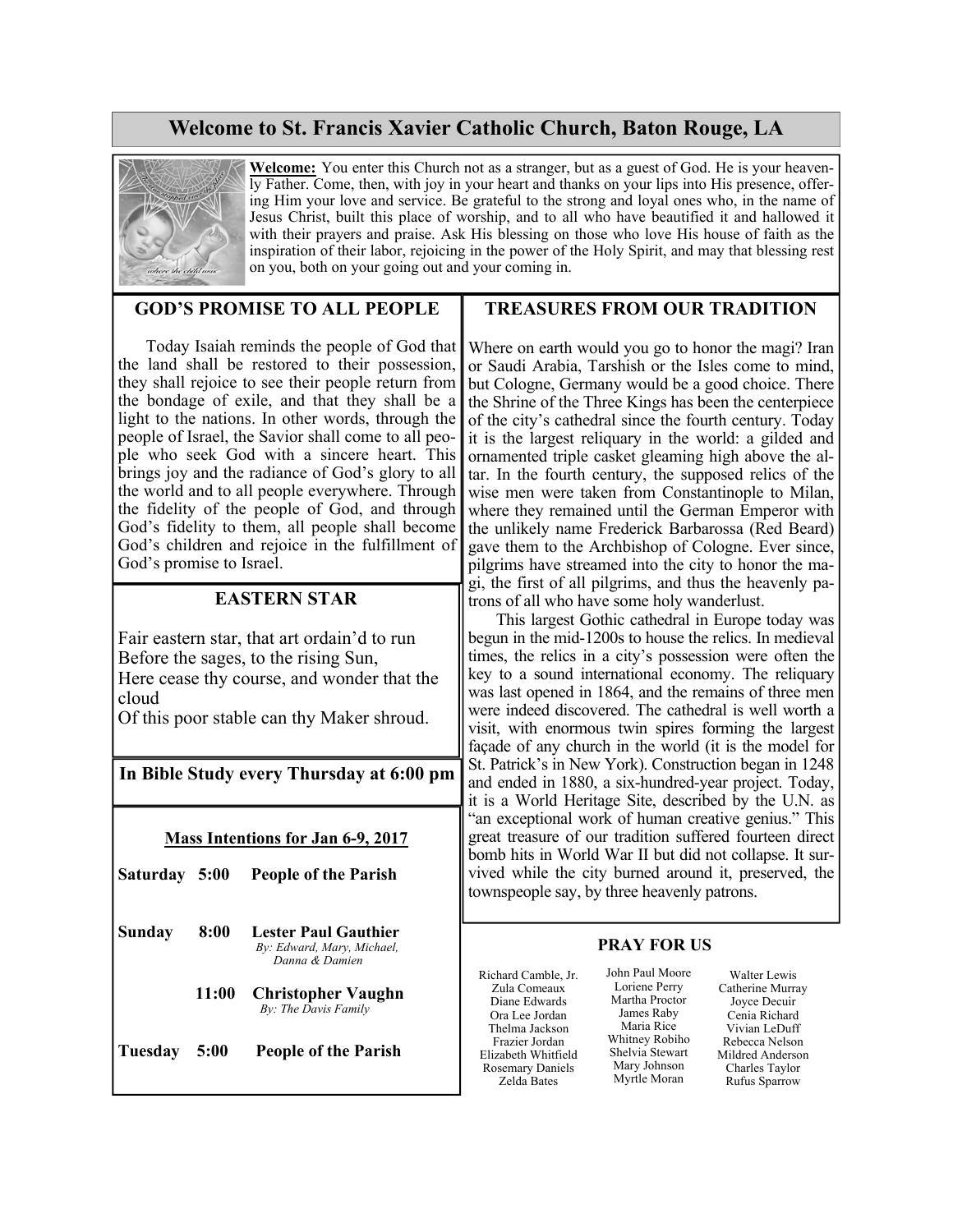# Welcome to St. Francis Xavier Catholic Church, Baton Rouge, LA

**Welcome:** You enter this Church not as a stranger, but as a guest of God. He is your heavenly Father. Come, then, with joy in your heart and thanks on your lips into His presence, offering Him your love and service. Be grateful to the strong and loyal ones who, in the name of Jesus Christ, built this place of worship, and to all who have beautified it and hallowed it with their prayers and praise. Ask His blessing on those who love His house of faith as the inspiration of their labor, rejoicing in the power of the Holy Spirit, and may that blessing rest on you, both on your going out and your coming in.

## GOD'S PROMISE TO ALL PEOPLE

Today Isaiah reminds the people of God that the land shall be restored to their possession, they shall rejoice to see their people return from the bondage of exile, and that they shall be a light to the nations. In other words, through the people of Israel, the Savior shall come to all people who seek God with a sincere heart. This brings joy and the radiance of God's glory to all the world and to all people everywhere. Through the fidelity of the people of God, and through God's fidelity to them, all people shall become God's children and rejoice in the fulfillment of God's promise to Israel.

## EASTERN STAR

Fair eastern star, that art ordain'd to run
Before the sages, to the rising Sun,
Here cease thy course, and wonder that the cloud
Of this poor stable can thy Maker shroud.

**In Bible Study every Thursday at 6:00 pm**

**Mass Intentions for Jan 6-9, 2017**

**Saturday 5:00 People of the Parish**

**Sunday 8:00 Lester Paul Gauthier**
*By: Edward, Mary, Michael, Danna & Damien*

**11:00 Christopher Vaughn**
*By: The Davis Family*

**Tuesday 5:00 People of the Parish**

## TREASURES FROM OUR TRADITION

Where on earth would you go to honor the magi? Iran or Saudi Arabia, Tarshish or the Isles come to mind, but Cologne, Germany would be a good choice. There the Shrine of the Three Kings has been the centerpiece of the city's cathedral since the fourth century. Today it is the largest reliquary in the world: a gilded and ornamented triple casket gleaming high above the altar. In the fourth century, the supposed relics of the wise men were taken from Constantinople to Milan, where they remained until the German Emperor with the unlikely name Frederick Barbarossa (Red Beard) gave them to the Archbishop of Cologne. Ever since, pilgrims have streamed into the city to honor the magi, the first of all pilgrims, and thus the heavenly patrons of all who have some holy wanderlust.

This largest Gothic cathedral in Europe today was begun in the mid-1200s to house the relics. In medieval times, the relics in a city's possession were often the key to a sound international economy. The reliquary was last opened in 1864, and the remains of three men were indeed discovered. The cathedral is well worth a visit, with enormous twin spires forming the largest façade of any church in the world (it is the model for St. Patrick's in New York). Construction began in 1248 and ended in 1880, a six-hundred-year project. Today, it is a World Heritage Site, described by the U.N. as "an exceptional work of human creative genius." This great treasure of our tradition suffered fourteen direct bomb hits in World War II but did not collapse. It survived while the city burned around it, preserved, the townspeople say, by three heavenly patrons.

## PRAY FOR US

Richard Camble, Jr.
Zula Comeaux
Diane Edwards
Ora Lee Jordan
Thelma Jackson
Frazier Jordan
Elizabeth Whitfield
Rosemary Daniels
Zelda Bates

John Paul Moore
Loriene Perry
Martha Proctor
James Raby
Maria Rice
Whitney Robiho
Shelvia Stewart
Mary Johnson
Myrtle Moran

Walter Lewis
Catherine Murray
Joyce Decuir
Cenia Richard
Vivian LeDuff
Rebecca Nelson
Mildred Anderson
Charles Taylor
Rufus Sparrow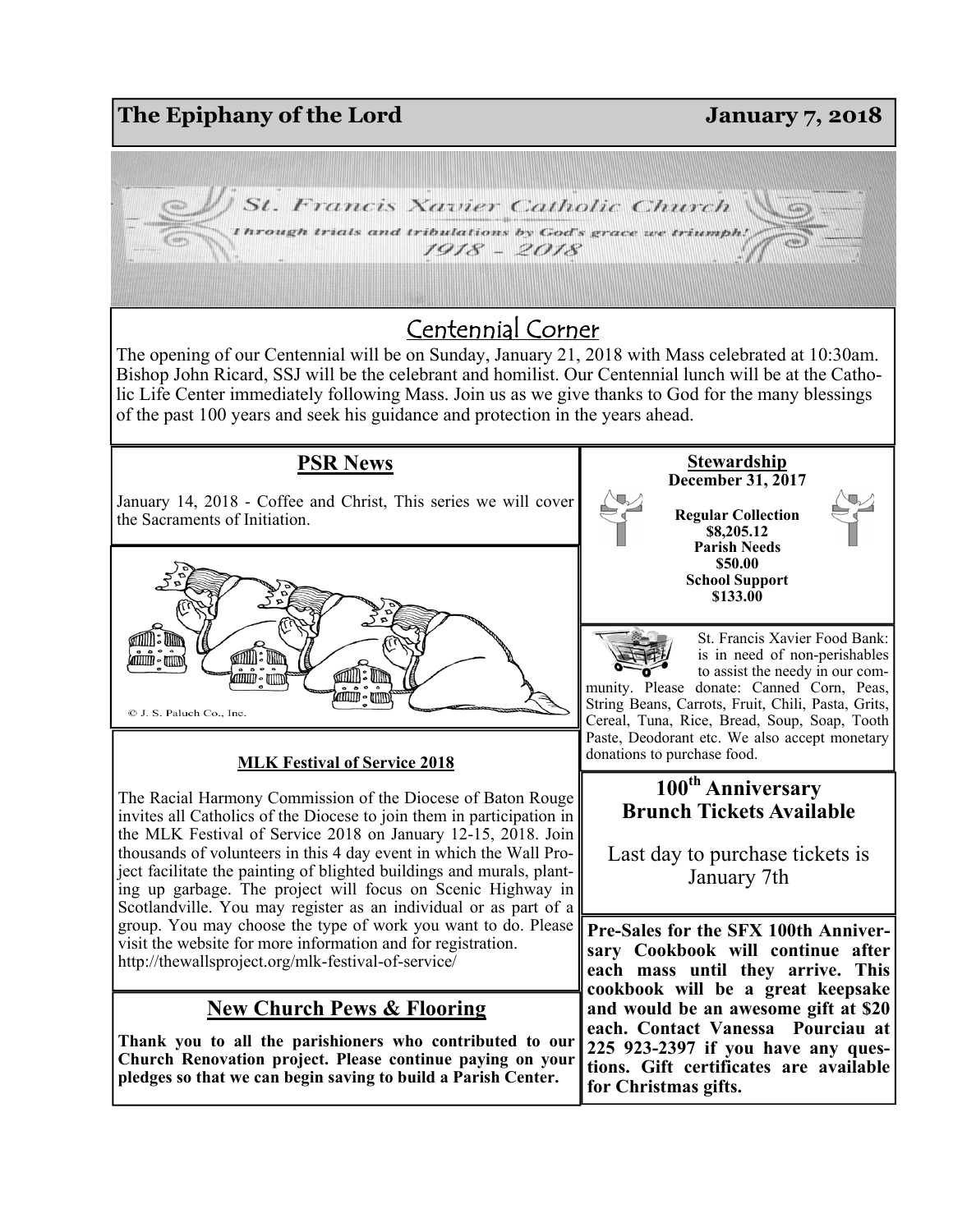## The Epiphany of the Lord — January 7, 2018

St. Francis Xavier Catholic Church

*Through trials and tribulations by God's grace we triumph!*

*1918 - 2018*

## Centennial Corner

The opening of our Centennial will be on Sunday, January 21, 2018 with Mass celebrated at 10:30am. Bishop John Ricard, SSJ will be the celebrant and homilist. Our Centennial lunch will be at the Catholic Life Center immediately following Mass. Join us as we give thanks to God for the many blessings of the past 100 years and seek his guidance and protection in the years ahead.

## PSR News

January 14, 2018 - Coffee and Christ, This series we will cover the Sacraments of Initiation.

© J. S. Paluch Co., Inc.

### MLK Festival of Service 2018

The Racial Harmony Commission of the Diocese of Baton Rouge invites all Catholics of the Diocese to join them in participation in the MLK Festival of Service 2018 on January 12-15, 2018. Join thousands of volunteers in this 4 day event in which the Wall Project facilitate the painting of blighted buildings and murals, planting up garbage. The project will focus on Scenic Highway in Scotlandville. You may register as an individual or as part of a group. You may choose the type of work you want to do. Please visit the website for more information and for registration. http://thewallsproject.org/mlk-festival-of-service/

## New Church Pews & Flooring

**Thank you to all the parishioners who contributed to our Church Renovation project. Please continue paying on your pledges so that we can begin saving to build a Parish Center.**

### Stewardship
**December 31, 2017**

**Regular Collection**
**$8,205.12**
**Parish Needs**
**$50.00**
**School Support**
**$133.00**

St. Francis Xavier Food Bank: is in need of non-perishables to assist the needy in our community. Please donate: Canned Corn, Peas, String Beans, Carrots, Fruit, Chili, Pasta, Grits, Cereal, Tuna, Rice, Bread, Soup, Soap, Tooth Paste, Deodorant etc. We also accept monetary donations to purchase food.

## 100th Anniversary Brunch Tickets Available

Last day to purchase tickets is January 7th

**Pre-Sales for the SFX 100th Anniversary Cookbook will continue after each mass until they arrive. This cookbook will be a great keepsake and would be an awesome gift at $20 each. Contact Vanessa Pourciau at 225 923-2397 if you have any questions. Gift certificates are available for Christmas gifts.**